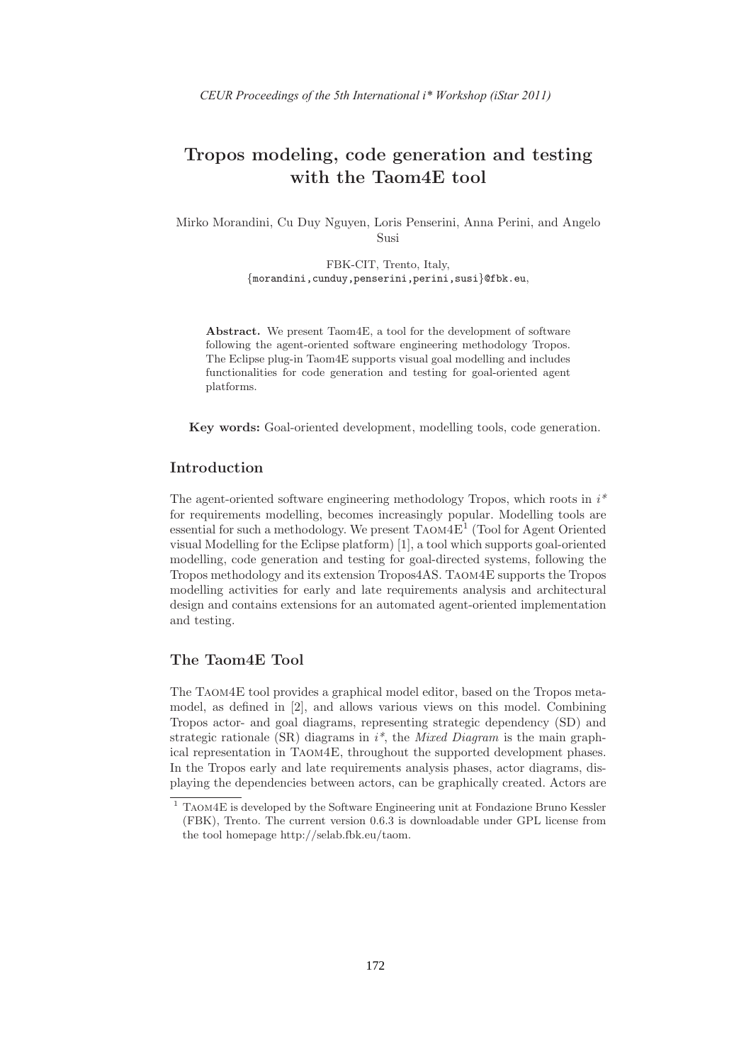# Tropos modeling, code generation and testing with the Taom4E tool

Mirko Morandini, Cu Duy Nguyen, Loris Penserini, Anna Perini, and Angelo Susi

FBK-CIT, Trento, Italy,
{morandini,cunduy,penserini,perini,susi}@fbk.eu,

**Abstract.** We present Taom4E, a tool for the development of software following the agent-oriented software engineering methodology Tropos. The Eclipse plug-in Taom4E supports visual goal modelling and includes functionalities for code generation and testing for goal-oriented agent platforms.

**Key words:** Goal-oriented development, modelling tools, code generation.

## Introduction

The agent-oriented software engineering methodology Tropos, which roots in *i\** for requirements modelling, becomes increasingly popular. Modelling tools are essential for such a methodology. We present TAOM4E[1] (Tool for Agent Oriented visual Modelling for the Eclipse platform) [1], a tool which supports goal-oriented modelling, code generation and testing for goal-directed systems, following the Tropos methodology and its extension Tropos4AS. TAOM4E supports the Tropos modelling activities for early and late requirements analysis and architectural design and contains extensions for an automated agent-oriented implementation and testing.

## The Taom4E Tool

The TAOM4E tool provides a graphical model editor, based on the Tropos meta-model, as defined in [2], and allows various views on this model. Combining Tropos actor- and goal diagrams, representing strategic dependency (SD) and strategic rationale (SR) diagrams in *i\**, the *Mixed Diagram* is the main graphical representation in TAOM4E, throughout the supported development phases. In the Tropos early and late requirements analysis phases, actor diagrams, displaying the dependencies between actors, can be graphically created. Actors are

[1] TAOM4E is developed by the Software Engineering unit at Fondazione Bruno Kessler (FBK), Trento. The current version 0.6.3 is downloadable under GPL license from the tool homepage http://selab.fbk.eu/taom.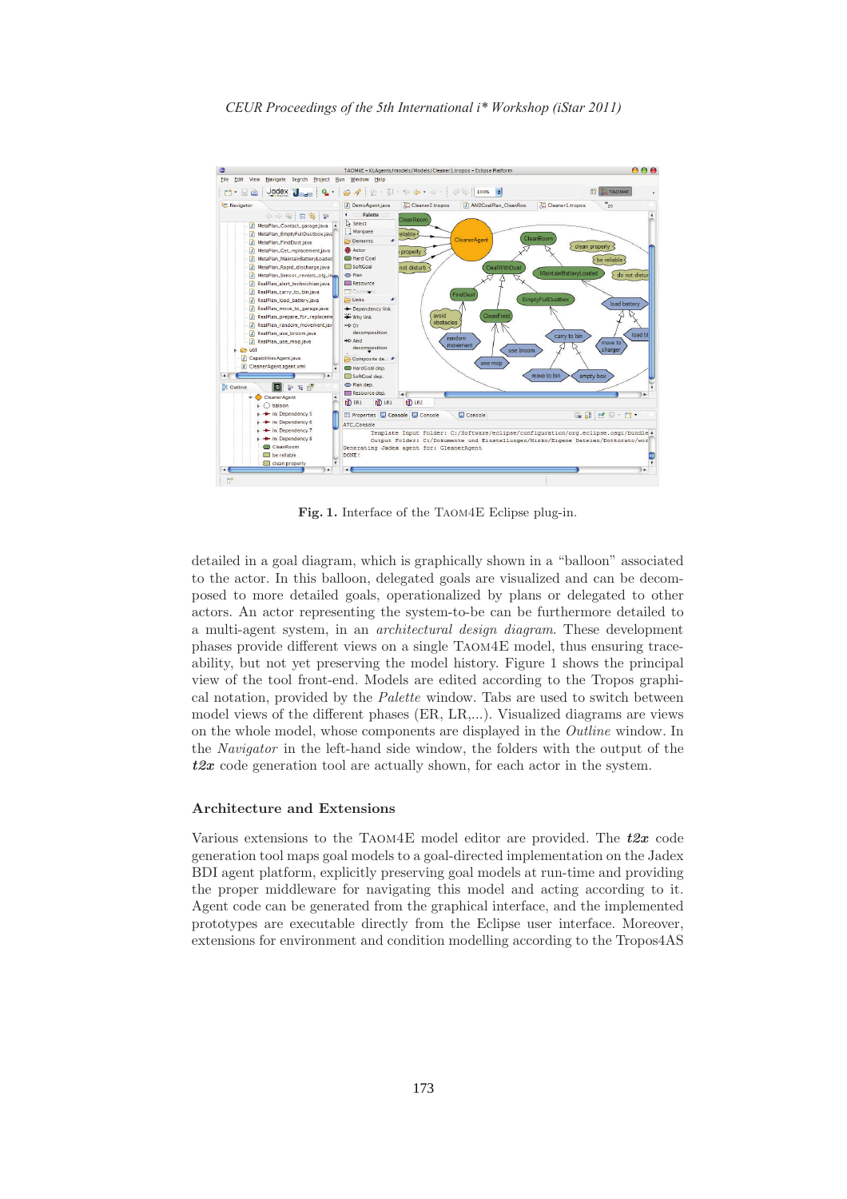**Fig. 1.** Interface of the TAOM4E Eclipse plug-in.

detailed in a goal diagram, which is graphically shown in a "balloon" associated to the actor. In this balloon, delegated goals are visualized and can be decomposed to more detailed goals, operationalized by plans or delegated to other actors. An actor representing the system-to-be can be furthermore detailed to a multi-agent system, in an *architectural design diagram*. These development phases provide different views on a single TAOM4E model, thus ensuring traceability, but not yet preserving the model history. Figure 1 shows the principal view of the tool front-end. Models are edited according to the Tropos graphical notation, provided by the *Palette* window. Tabs are used to switch between model views of the different phases (ER, LR,...). Visualized diagrams are views on the whole model, whose components are displayed in the *Outline* window. In the *Navigator* in the left-hand side window, the folders with the output of the ***t2x*** code generation tool are actually shown, for each actor in the system.

## Architecture and Extensions

Various extensions to the TAOM4E model editor are provided. The ***t2x*** code generation tool maps goal models to a goal-directed implementation on the Jadex BDI agent platform, explicitly preserving goal models at run-time and providing the proper middleware for navigating this model and acting according to it. Agent code can be generated from the graphical interface, and the implemented prototypes are executable directly from the Eclipse user interface. Moreover, extensions for environment and condition modelling according to the Tropos4AS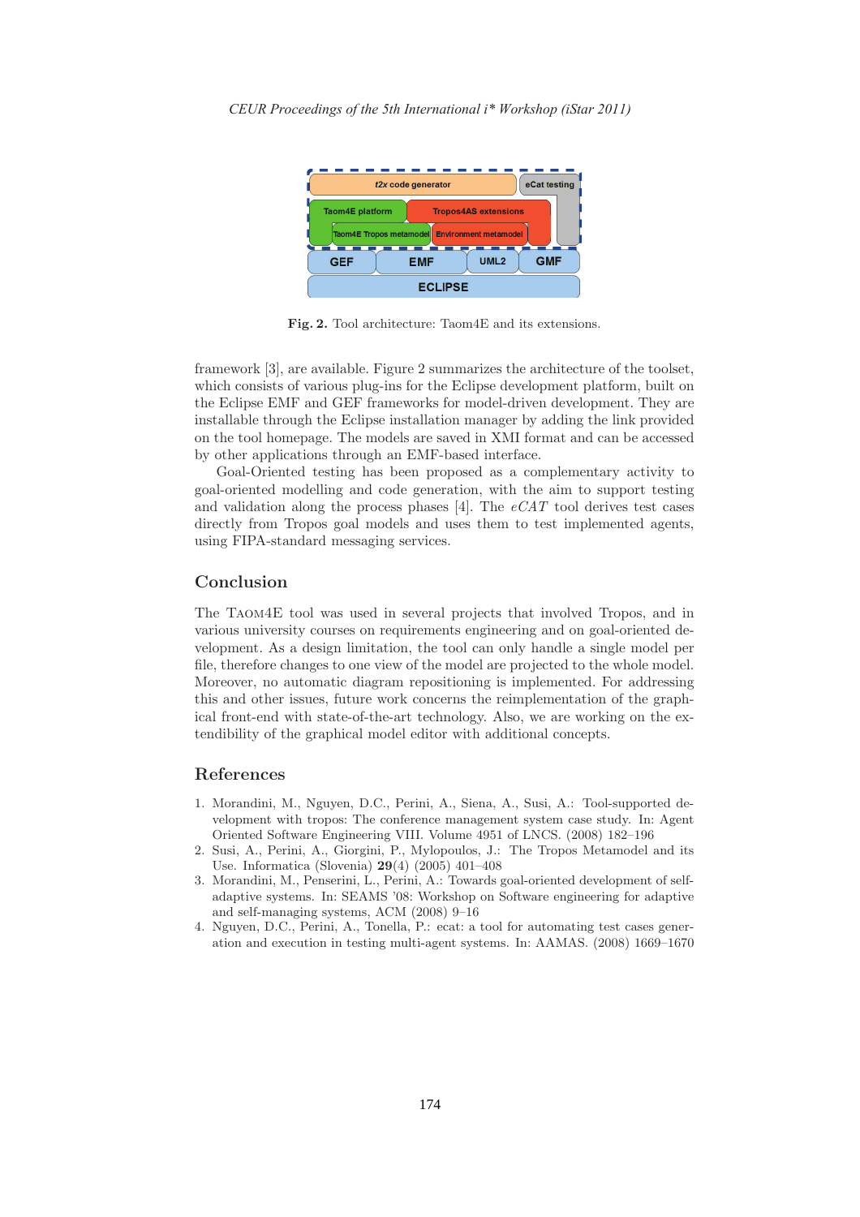t2x code generator
eCat testing
Taom4E platform
Tropos4AS extensions
Taom4E Tropos metamodel
Environment metamodel
GEF
EMF
UML2
GMF
ECLIPSE

**Fig. 2.** Tool architecture: Taom4E and its extensions.

framework [3], are available. Figure 2 summarizes the architecture of the toolset, which consists of various plug-ins for the Eclipse development platform, built on the Eclipse EMF and GEF frameworks for model-driven development. They are installable through the Eclipse installation manager by adding the link provided on the tool homepage. The models are saved in XMI format and can be accessed by other applications through an EMF-based interface.

Goal-Oriented testing has been proposed as a complementary activity to goal-oriented modelling and code generation, with the aim to support testing and validation along the process phases [4]. The *eCAT* tool derives test cases directly from Tropos goal models and uses them to test implemented agents, using FIPA-standard messaging services.

## Conclusion

The Taom4E tool was used in several projects that involved Tropos, and in various university courses on requirements engineering and on goal-oriented development. As a design limitation, the tool can only handle a single model per file, therefore changes to one view of the model are projected to the whole model. Moreover, no automatic diagram repositioning is implemented. For addressing this and other issues, future work concerns the reimplementation of the graphical front-end with state-of-the-art technology. Also, we are working on the extendibility of the graphical model editor with additional concepts.

## References

1. Morandini, M., Nguyen, D.C., Perini, A., Siena, A., Susi, A.: Tool-supported development with tropos: The conference management system case study. In: Agent Oriented Software Engineering VIII. Volume 4951 of LNCS. (2008) 182–196
2. Susi, A., Perini, A., Giorgini, P., Mylopoulos, J.: The Tropos Metamodel and its Use. Informatica (Slovenia) **29**(4) (2005) 401–408
3. Morandini, M., Penserini, L., Perini, A.: Towards goal-oriented development of self-adaptive systems. In: SEAMS '08: Workshop on Software engineering for adaptive and self-managing systems, ACM (2008) 9–16
4. Nguyen, D.C., Perini, A., Tonella, P.: ecat: a tool for automating test cases generation and execution in testing multi-agent systems. In: AAMAS. (2008) 1669–1670